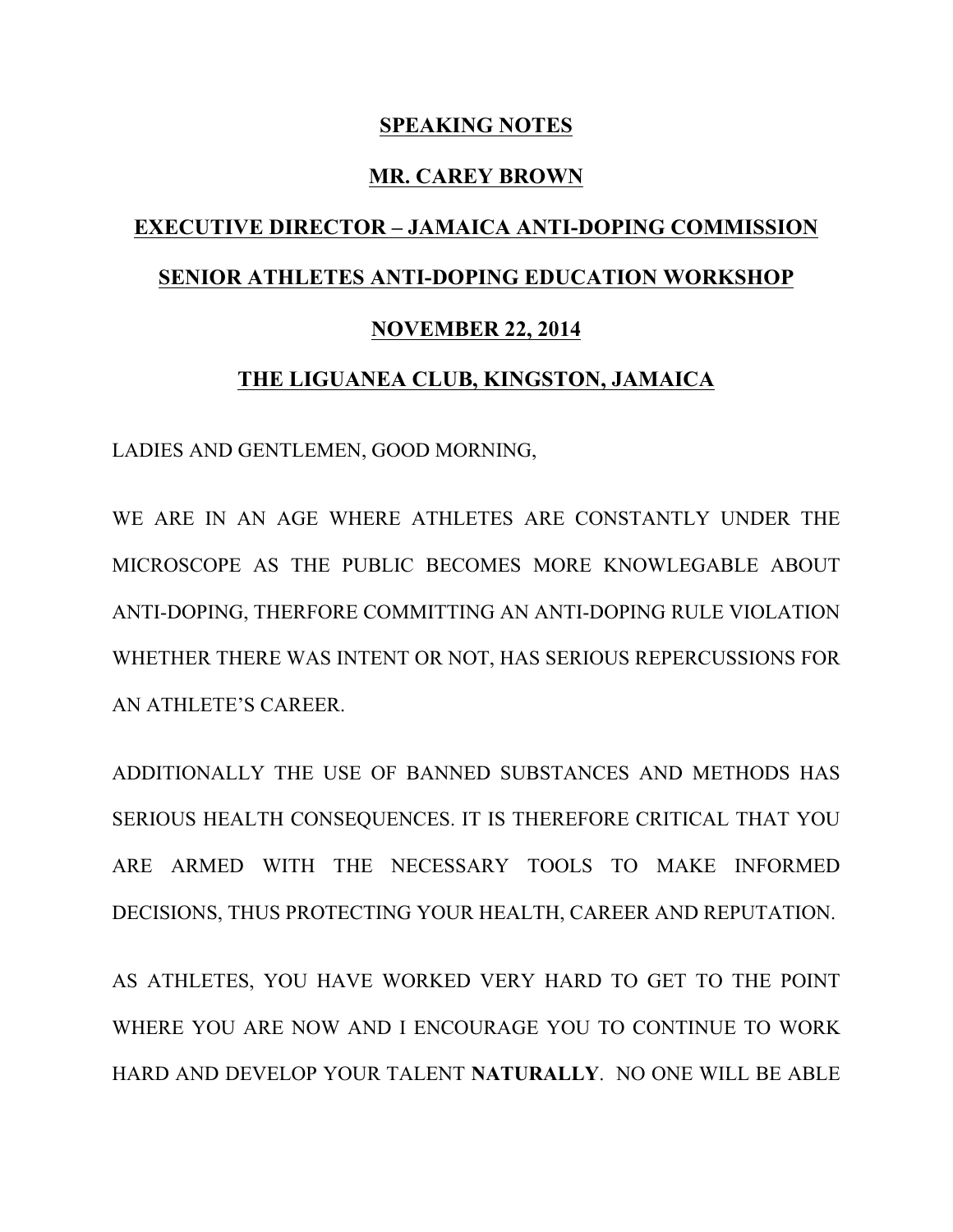**SPEAKING NOTES**

**MR. CAREY BROWN**

**EXECUTIVE DIRECTOR – JAMAICA ANTI-DOPING COMMISSION**

**SENIOR ATHLETES ANTI-DOPING EDUCATION WORKSHOP**

**NOVEMBER 22, 2014**

**THE LIGUANEA CLUB, KINGSTON, JAMAICA**

LADIES AND GENTLEMEN, GOOD MORNING,

WE ARE IN AN AGE WHERE ATHLETES ARE CONSTANTLY UNDER THE MICROSCOPE AS THE PUBLIC BECOMES MORE KNOWLEGABLE ABOUT ANTI-DOPING, THERFORE COMMITTING AN ANTI-DOPING RULE VIOLATION WHETHER THERE WAS INTENT OR NOT, HAS SERIOUS REPERCUSSIONS FOR AN ATHLETE'S CAREER.

ADDITIONALLY THE USE OF BANNED SUBSTANCES AND METHODS HAS SERIOUS HEALTH CONSEQUENCES. IT IS THEREFORE CRITICAL THAT YOU ARE ARMED WITH THE NECESSARY TOOLS TO MAKE INFORMED DECISIONS, THUS PROTECTING YOUR HEALTH, CAREER AND REPUTATION.

AS ATHLETES, YOU HAVE WORKED VERY HARD TO GET TO THE POINT WHERE YOU ARE NOW AND I ENCOURAGE YOU TO CONTINUE TO WORK HARD AND DEVELOP YOUR TALENT **NATURALLY**. NO ONE WILL BE ABLE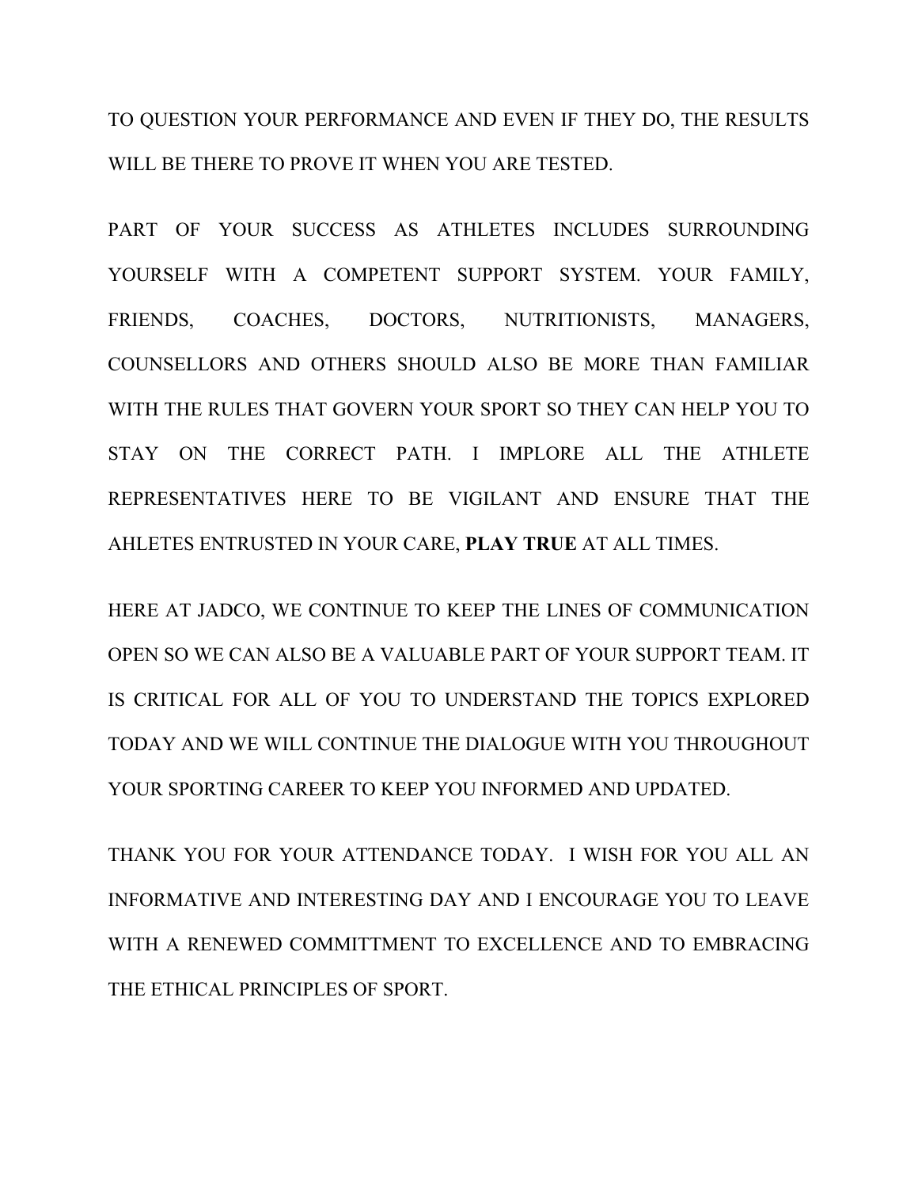TO QUESTION YOUR PERFORMANCE AND EVEN IF THEY DO, THE RESULTS WILL BE THERE TO PROVE IT WHEN YOU ARE TESTED.

PART OF YOUR SUCCESS AS ATHLETES INCLUDES SURROUNDING YOURSELF WITH A COMPETENT SUPPORT SYSTEM. YOUR FAMILY, FRIENDS, COACHES, DOCTORS, NUTRITIONISTS, MANAGERS, COUNSELLORS AND OTHERS SHOULD ALSO BE MORE THAN FAMILIAR WITH THE RULES THAT GOVERN YOUR SPORT SO THEY CAN HELP YOU TO STAY ON THE CORRECT PATH. I IMPLORE ALL THE ATHLETE REPRESENTATIVES HERE TO BE VIGILANT AND ENSURE THAT THE AHLETES ENTRUSTED IN YOUR CARE, **PLAY TRUE** AT ALL TIMES.

HERE AT JADCO, WE CONTINUE TO KEEP THE LINES OF COMMUNICATION OPEN SO WE CAN ALSO BE A VALUABLE PART OF YOUR SUPPORT TEAM. IT IS CRITICAL FOR ALL OF YOU TO UNDERSTAND THE TOPICS EXPLORED TODAY AND WE WILL CONTINUE THE DIALOGUE WITH YOU THROUGHOUT YOUR SPORTING CAREER TO KEEP YOU INFORMED AND UPDATED.

THANK YOU FOR YOUR ATTENDANCE TODAY. I WISH FOR YOU ALL AN INFORMATIVE AND INTERESTING DAY AND I ENCOURAGE YOU TO LEAVE WITH A RENEWED COMMITTMENT TO EXCELLENCE AND TO EMBRACING THE ETHICAL PRINCIPLES OF SPORT.